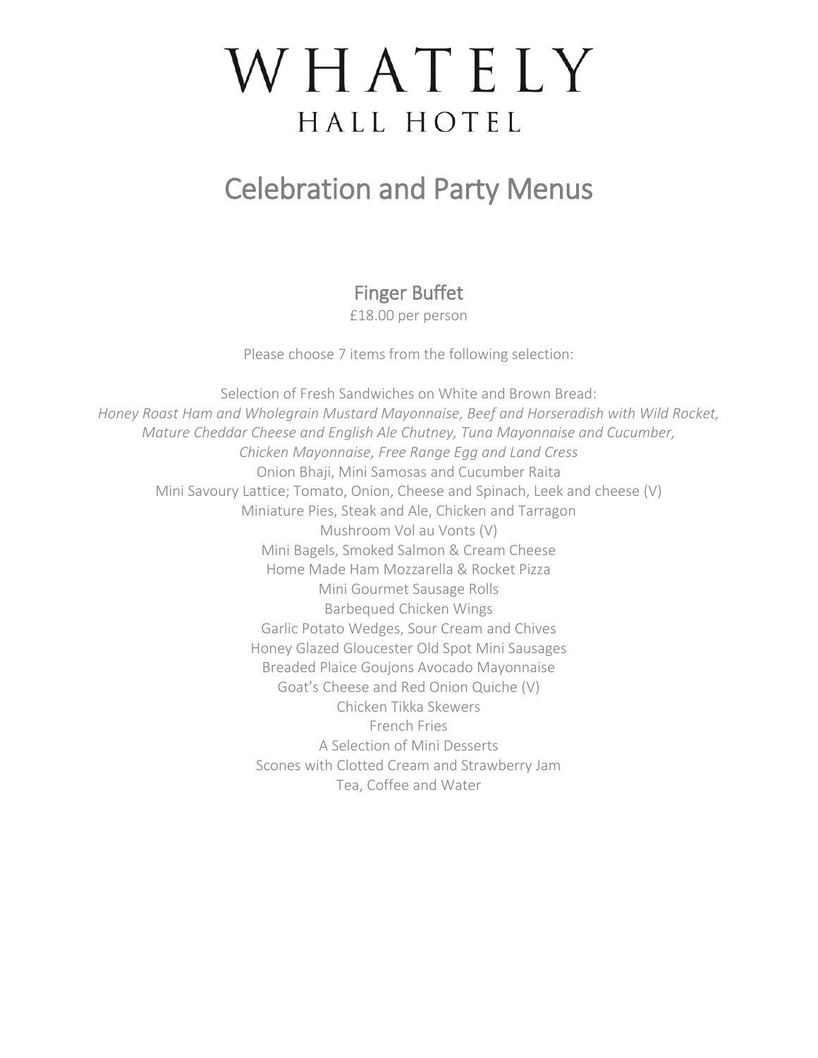# WHATELY
## HALL HOTEL

# Celebration and Party Menus

## Finger Buffet

£18.00 per person

Please choose 7 items from the following selection:

Selection of Fresh Sandwiches on White and Brown Bread:
*Honey Roast Ham and Wholegrain Mustard Mayonnaise, Beef and Horseradish with Wild Rocket, Mature Cheddar Cheese and English Ale Chutney, Tuna Mayonnaise and Cucumber, Chicken Mayonnaise, Free Range Egg and Land Cress*

Onion Bhaji, Mini Samosas and Cucumber Raita

Mini Savoury Lattice; Tomato, Onion, Cheese and Spinach, Leek and cheese (V)

Miniature Pies, Steak and Ale, Chicken and Tarragon

Mushroom Vol au Vonts (V)

Mini Bagels, Smoked Salmon & Cream Cheese

Home Made Ham Mozzarella & Rocket Pizza

Mini Gourmet Sausage Rolls

Barbequed Chicken Wings

Garlic Potato Wedges, Sour Cream and Chives

Honey Glazed Gloucester Old Spot Mini Sausages

Breaded Plaice Goujons Avocado Mayonnaise

Goat's Cheese and Red Onion Quiche (V)

Chicken Tikka Skewers

French Fries

A Selection of Mini Desserts

Scones with Clotted Cream and Strawberry Jam

Tea, Coffee and Water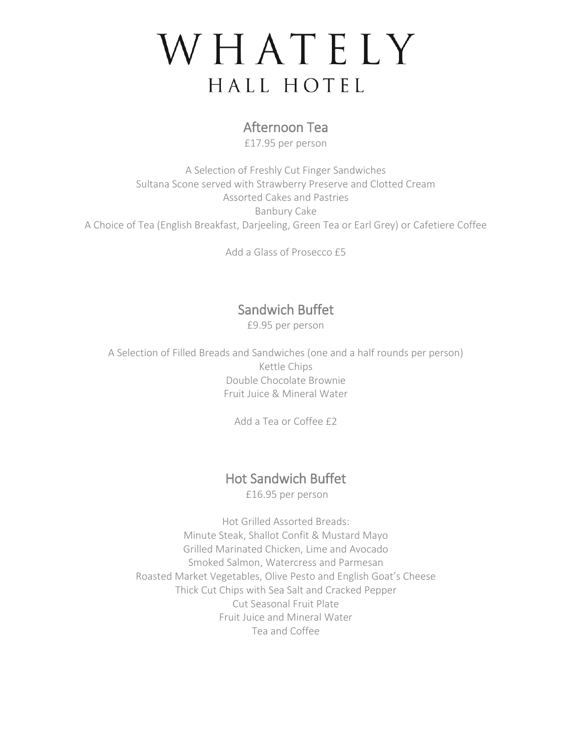# WHATELY
## HALL HOTEL

## Afternoon Tea

£17.95 per person

A Selection of Freshly Cut Finger Sandwiches
Sultana Scone served with Strawberry Preserve and Clotted Cream
Assorted Cakes and Pastries
Banbury Cake
A Choice of Tea (English Breakfast, Darjeeling, Green Tea or Earl Grey) or Cafetiere Coffee

Add a Glass of Prosecco £5

## Sandwich Buffet

£9.95 per person

A Selection of Filled Breads and Sandwiches (one and a half rounds per person)
Kettle Chips
Double Chocolate Brownie
Fruit Juice & Mineral Water

Add a Tea or Coffee £2

## Hot Sandwich Buffet

£16.95 per person

Hot Grilled Assorted Breads:
Minute Steak, Shallot Confit & Mustard Mayo
Grilled Marinated Chicken, Lime and Avocado
Smoked Salmon, Watercress and Parmesan
Roasted Market Vegetables, Olive Pesto and English Goat's Cheese
Thick Cut Chips with Sea Salt and Cracked Pepper
Cut Seasonal Fruit Plate
Fruit Juice and Mineral Water
Tea and Coffee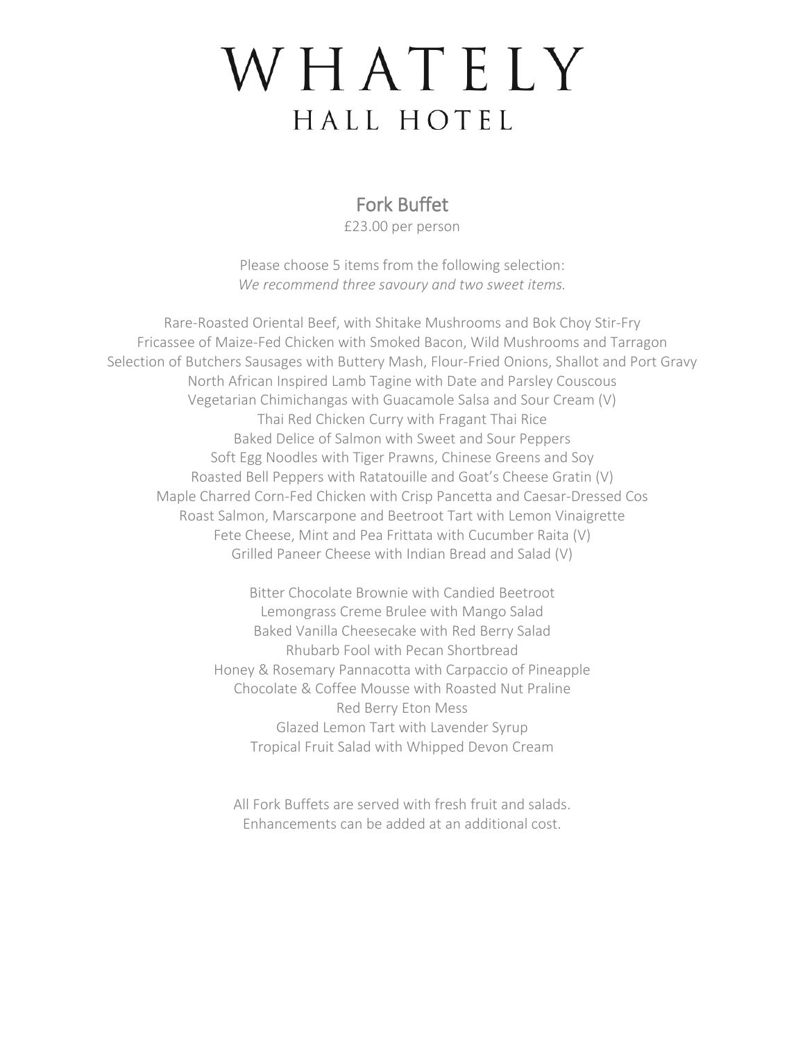# WHATELY
## HALL HOTEL

### Fork Buffet

£23.00 per person

Please choose 5 items from the following selection:
*We recommend three savoury and two sweet items.*

Rare-Roasted Oriental Beef, with Shitake Mushrooms and Bok Choy Stir-Fry
Fricassee of Maize-Fed Chicken with Smoked Bacon, Wild Mushrooms and Tarragon
Selection of Butchers Sausages with Buttery Mash, Flour-Fried Onions, Shallot and Port Gravy
North African Inspired Lamb Tagine with Date and Parsley Couscous
Vegetarian Chimichangas with Guacamole Salsa and Sour Cream (V)
Thai Red Chicken Curry with Fragant Thai Rice
Baked Delice of Salmon with Sweet and Sour Peppers
Soft Egg Noodles with Tiger Prawns, Chinese Greens and Soy
Roasted Bell Peppers with Ratatouille and Goat's Cheese Gratin (V)
Maple Charred Corn-Fed Chicken with Crisp Pancetta and Caesar-Dressed Cos
Roast Salmon, Marscarpone and Beetroot Tart with Lemon Vinaigrette
Fete Cheese, Mint and Pea Frittata with Cucumber Raita (V)
Grilled Paneer Cheese with Indian Bread and Salad (V)

Bitter Chocolate Brownie with Candied Beetroot
Lemongrass Creme Brulee with Mango Salad
Baked Vanilla Cheesecake with Red Berry Salad
Rhubarb Fool with Pecan Shortbread
Honey & Rosemary Pannacotta with Carpaccio of Pineapple
Chocolate & Coffee Mousse with Roasted Nut Praline
Red Berry Eton Mess
Glazed Lemon Tart with Lavender Syrup
Tropical Fruit Salad with Whipped Devon Cream

All Fork Buffets are served with fresh fruit and salads.
Enhancements can be added at an additional cost.